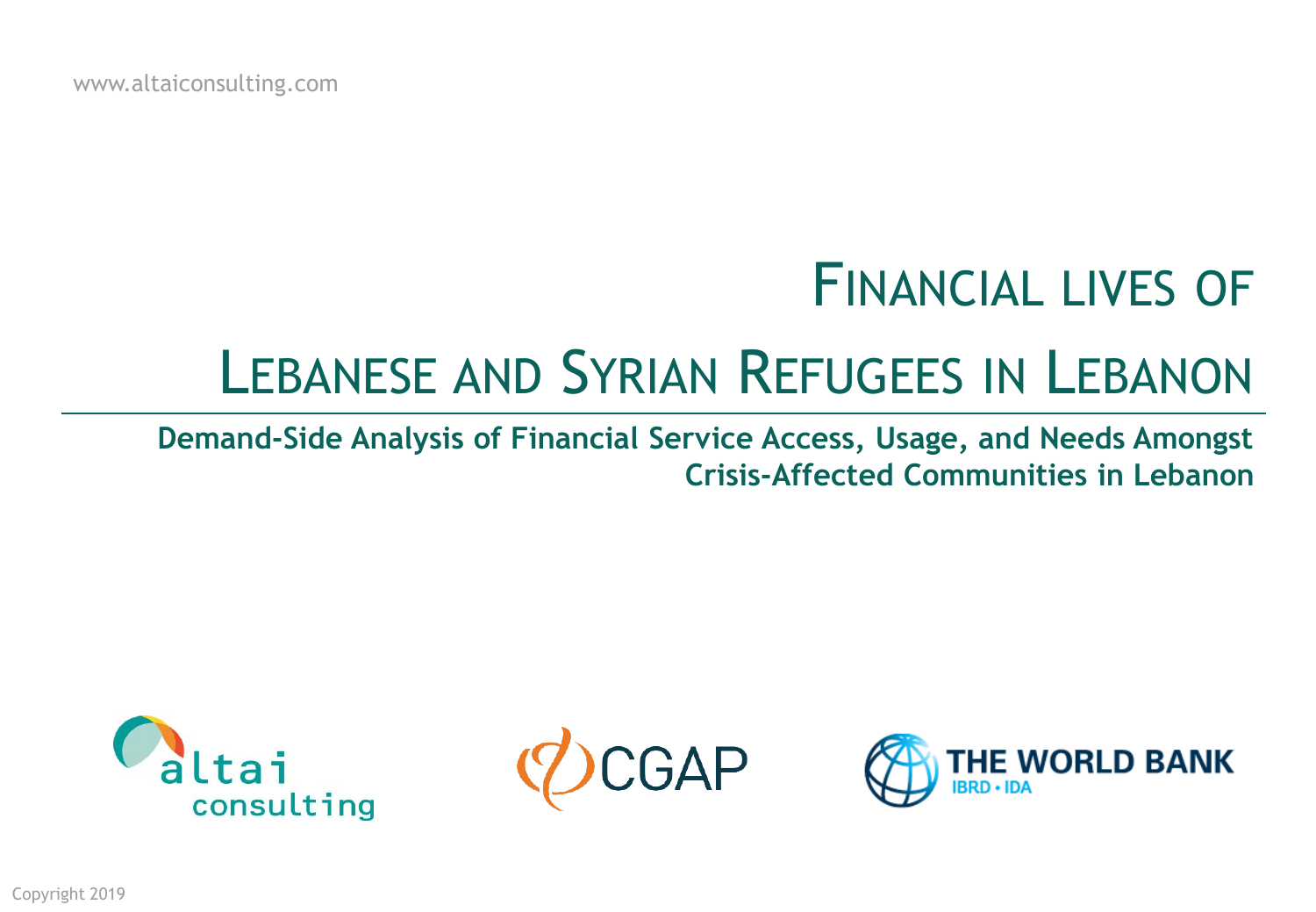www.altaiconsulting.com

# Financial lives of Lebanese and Syrian Refugees in Lebanon

**Demand-Side Analysis of Financial Service Access, Usage, and Needs Amongst Crisis-Affected Communities in Lebanon**

altai consulting

CGAP

THE WORLD BANK
IBRD • IDA

Copyright 2019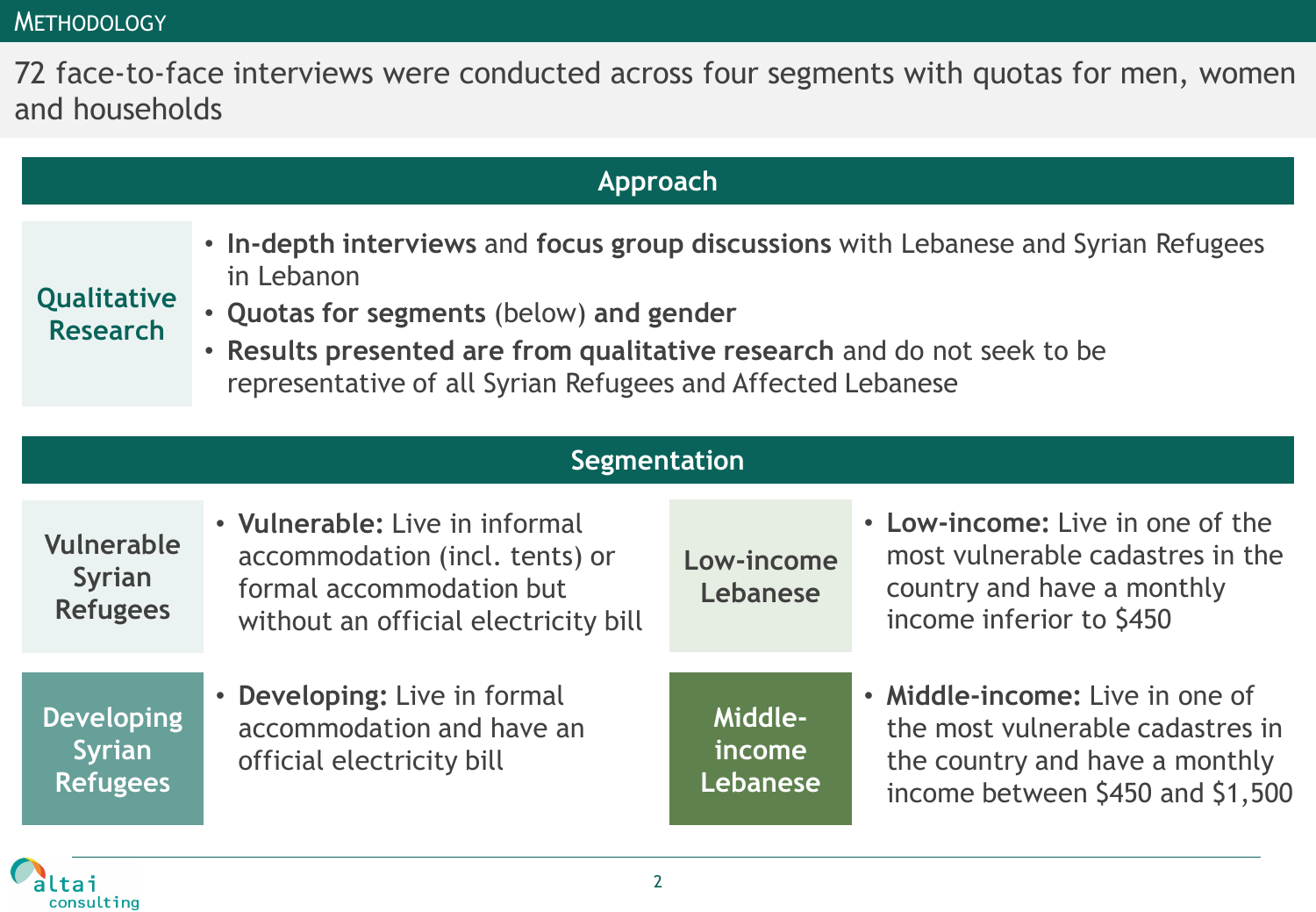## Methodology

72 face-to-face interviews were conducted across four segments with quotas for men, women and households

### Approach

**Qualitative Research**

- **In-depth interviews** and **focus group discussions** with Lebanese and Syrian Refugees in Lebanon
- **Quotas for segments** (below) **and gender**
- **Results presented are from qualitative research** and do not seek to be representative of all Syrian Refugees and Affected Lebanese

### Segmentation

**Vulnerable Syrian Refugees**

- **Vulnerable:** Live in informal accommodation (incl. tents) or formal accommodation but without an official electricity bill

**Developing Syrian Refugees**

- **Developing:** Live in formal accommodation and have an official electricity bill

**Low-income Lebanese**

- **Low-income:** Live in one of the most vulnerable cadastres in the country and have a monthly income inferior to $450

**Middle-income Lebanese**

- **Middle-income:** Live in one of the most vulnerable cadastres in the country and have a monthly income between $450 and $1,500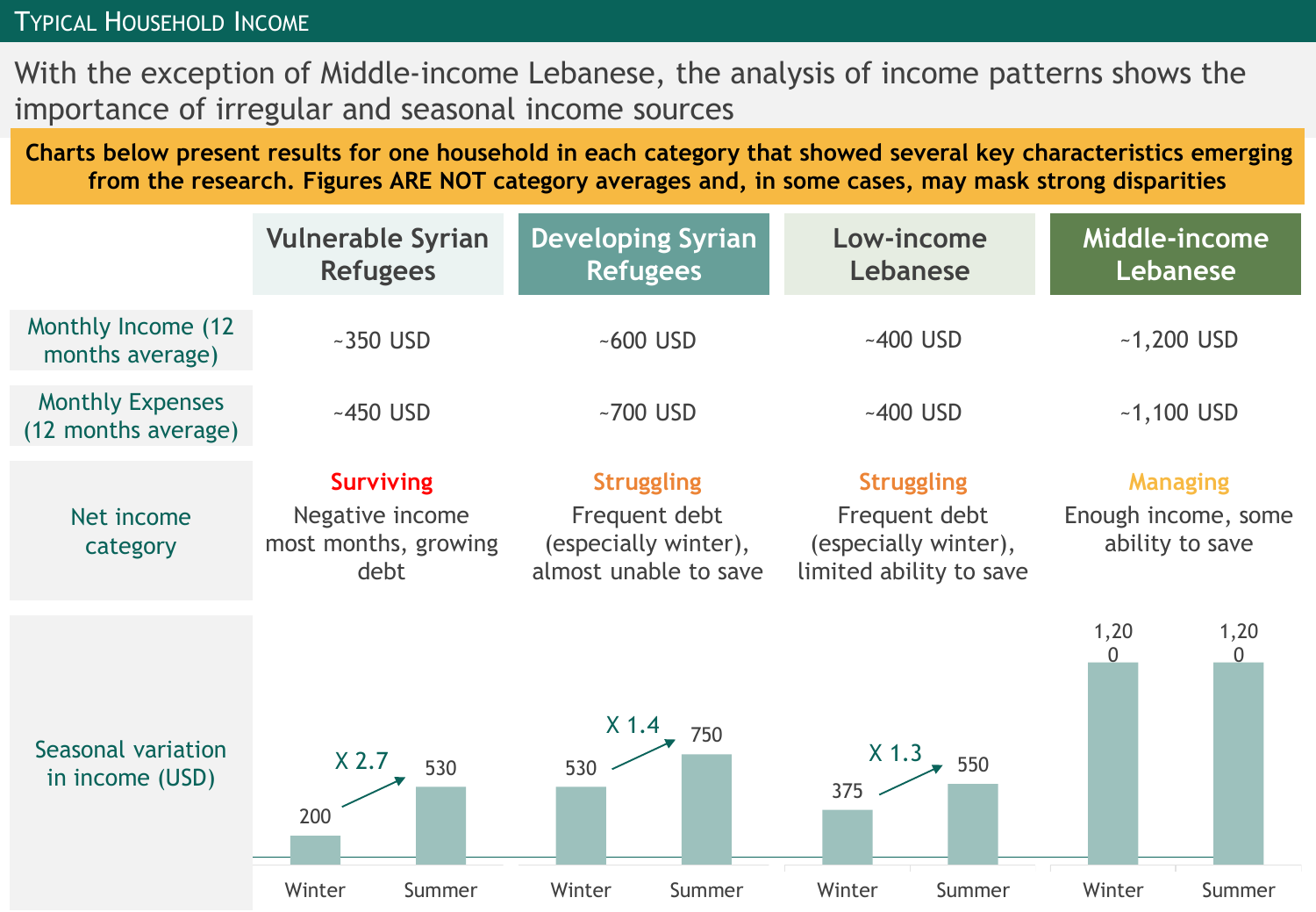## Typical Household Income

With the exception of Middle-income Lebanese, the analysis of income patterns shows the importance of irregular and seasonal income sources

**Charts below present results for one household in each category that showed several key characteristics emerging from the research. Figures ARE NOT category averages and, in some cases, may mask strong disparities**

| | Vulnerable Syrian Refugees | Developing Syrian Refugees | Low-income Lebanese | Middle-income Lebanese |
|---|---|---|---|---|
| Monthly Income (12 months average) | ~350 USD | ~600 USD | ~400 USD | ~1,200 USD |
| Monthly Expenses (12 months average) | ~450 USD | ~700 USD | ~400 USD | ~1,100 USD |
| Net income category | **Surviving** Negative income most months, growing debt | **Struggling** Frequent debt (especially winter), almost unable to save | **Struggling** Frequent debt (especially winter), limited ability to save | **Managing** Enough income, some ability to save |
| Seasonal variation in income (USD) | Winter: 200; Summer: 530 (X 2.7) | Winter: 530; Summer: 750 (X 1.4) | Winter: 375; Summer: 550 (X 1.3) | Winter: 1,200; Summer: 1,200 |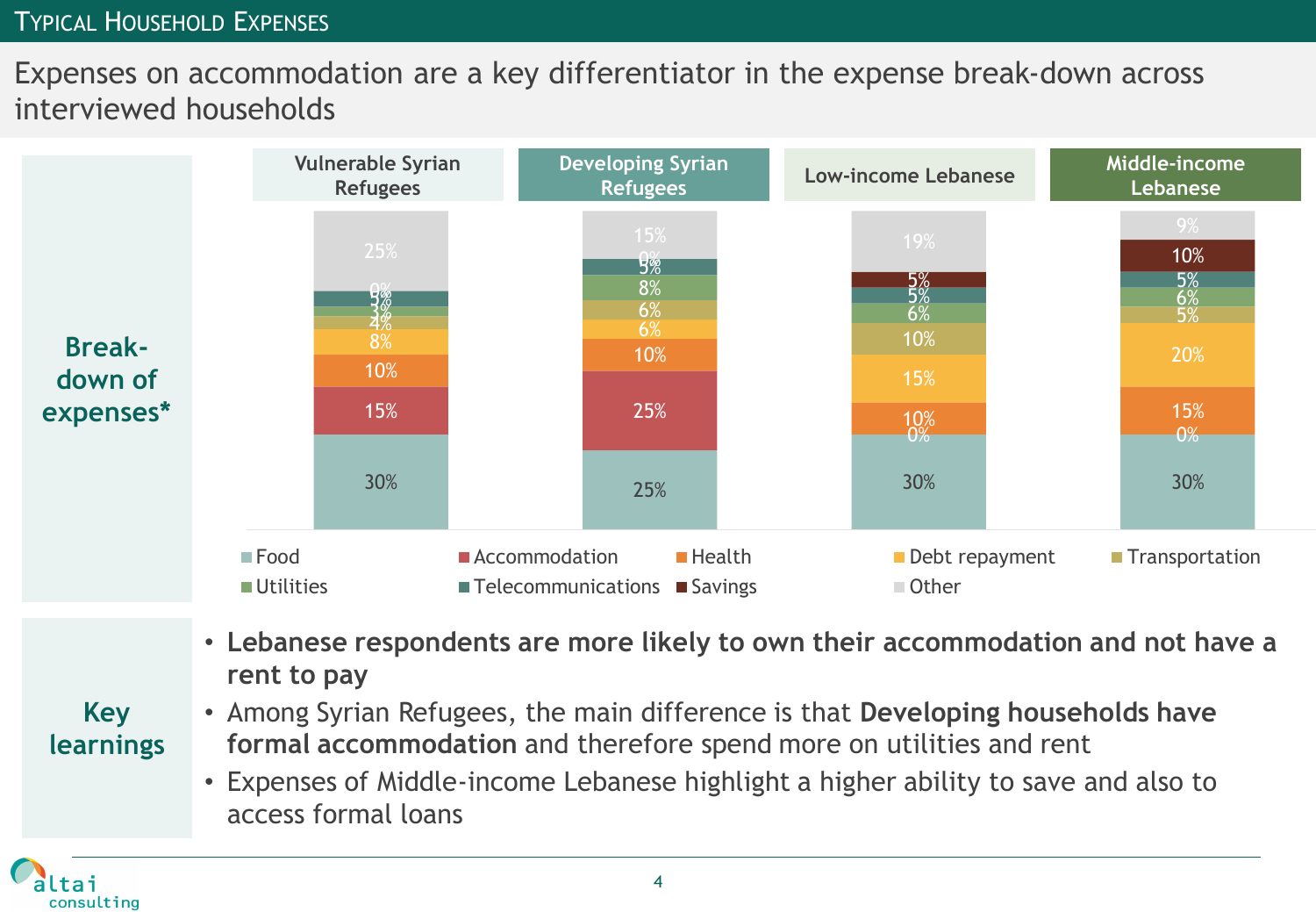## Typical Household Expenses

Expenses on accommodation are a key differentiator in the expense break-down across interviewed households

**Break-down of expenses***

| | Vulnerable Syrian Refugees | Developing Syrian Refugees | Low-income Lebanese | Middle-income Lebanese |
|---|---|---|---|---|
| Food | 30% | 25% | 30% | 30% |
| Accommodation | 15% | 25% | 0% | 0% |
| Health | 10% | 10% | 10% | 15% |
| Debt repayment | 8% | 6% | 15% | 20% |
| Transportation | 4% | 6% | 10% | 5% |
| Utilities | 3% | 8% | 6% | 6% |
| Telecommunications | 5% | 5% | 5% | 5% |
| Savings | 0% | 0% | 5% | 10% |
| Other | 25% | 15% | 19% | 9% |

**Key learnings**

- **Lebanese respondents are more likely to own their accommodation and not have a rent to pay**
- Among Syrian Refugees, the main difference is that **Developing households have formal accommodation** and therefore spend more on utilities and rent
- Expenses of Middle-income Lebanese highlight a higher ability to save and also to access formal loans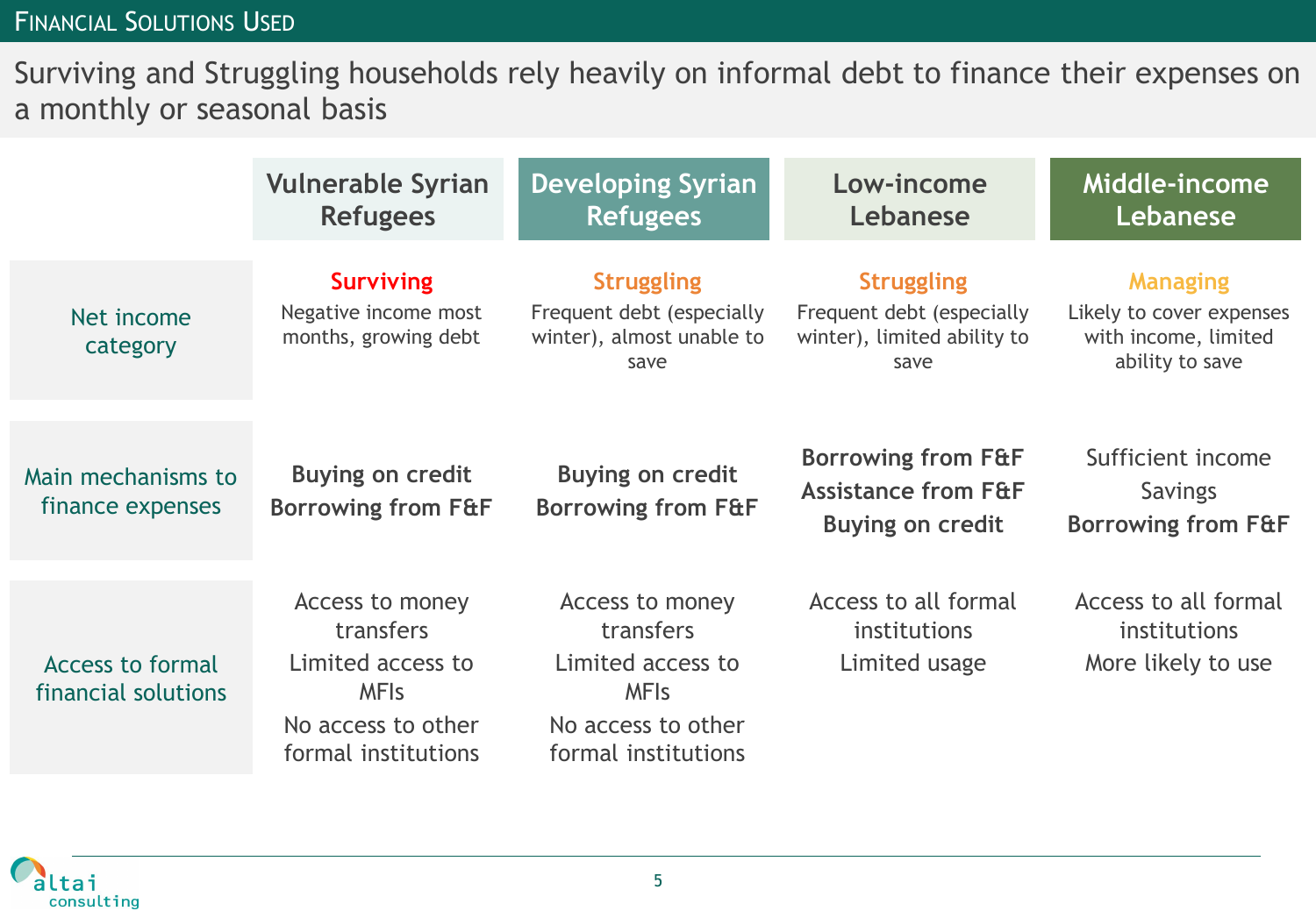## Financial Solutions Used

Surviving and Struggling households rely heavily on informal debt to finance their expenses on a monthly or seasonal basis

| | Vulnerable Syrian Refugees | Developing Syrian Refugees | Low-income Lebanese | Middle-income Lebanese |
|---|---|---|---|---|
| Net income category | **Surviving**<br>Negative income most months, growing debt | **Struggling**<br>Frequent debt (especially winter), almost unable to save | **Struggling**<br>Frequent debt (especially winter), limited ability to save | **Managing**<br>Likely to cover expenses with income, limited ability to save |
| Main mechanisms to finance expenses | **Buying on credit**<br>**Borrowing from F&F** | **Buying on credit**<br>**Borrowing from F&F** | **Borrowing from F&F**<br>**Assistance from F&F**<br>**Buying on credit** | Sufficient income<br>Savings<br>**Borrowing from F&F** |
| Access to formal financial solutions | Access to money transfers<br>Limited access to MFIs<br>No access to other formal institutions | Access to money transfers<br>Limited access to MFIs<br>No access to other formal institutions | Access to all formal institutions<br>Limited usage | Access to all formal institutions<br>More likely to use |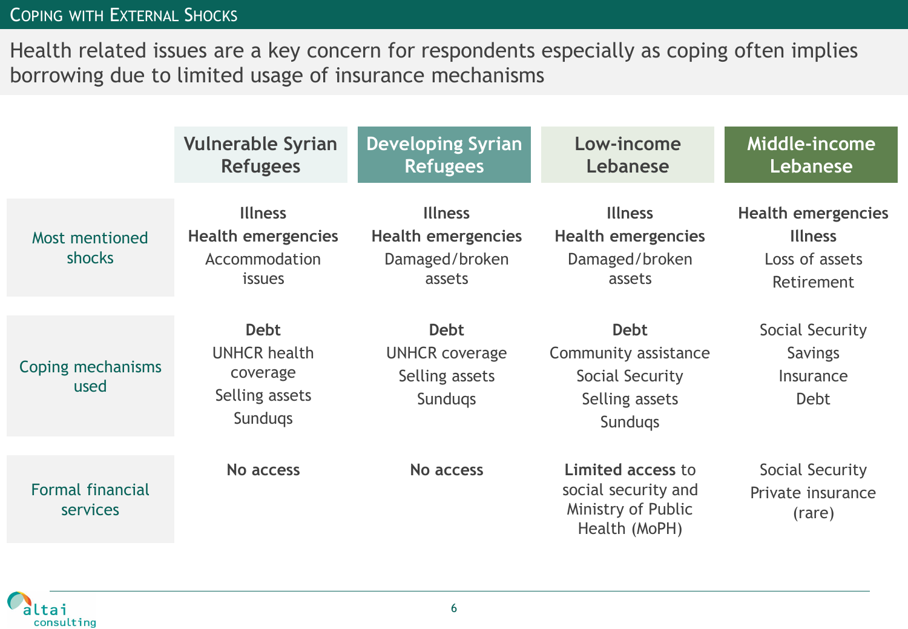## Coping with External Shocks

Health related issues are a key concern for respondents especially as coping often implies borrowing due to limited usage of insurance mechanisms

| | Vulnerable Syrian Refugees | Developing Syrian Refugees | Low-income Lebanese | Middle-income Lebanese |
|---|---|---|---|---|
| Most mentioned shocks | **Illness**<br>**Health emergencies**<br>Accommodation issues | **Illness**<br>**Health emergencies**<br>Damaged/broken assets | **Illness**<br>**Health emergencies**<br>Damaged/broken assets | **Health emergencies**<br>**Illness**<br>Loss of assets<br>Retirement |
| Coping mechanisms used | **Debt**<br>UNHCR health coverage<br>Selling assets<br>Sunduqs | **Debt**<br>UNHCR coverage<br>Selling assets<br>Sunduqs | **Debt**<br>Community assistance<br>Social Security<br>Selling assets<br>Sunduqs | Social Security<br>Savings<br>Insurance<br>Debt |
| Formal financial services | **No access** | **No access** | **Limited access** to social security and Ministry of Public Health (MoPH) | Social Security<br>Private insurance (rare) |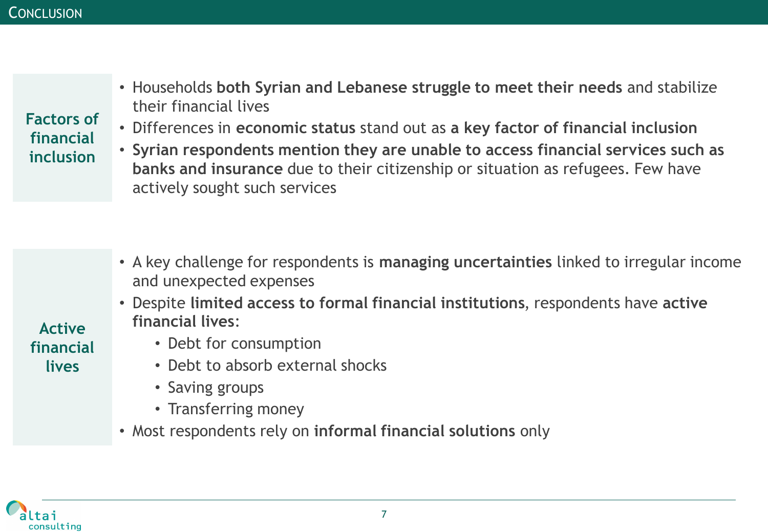# Conclusion

## Factors of financial inclusion

- Households **both Syrian and Lebanese struggle to meet their needs** and stabilize their financial lives
- Differences in **economic status** stand out as **a key factor of financial inclusion**
- **Syrian respondents mention they are unable to access financial services such as banks and insurance** due to their citizenship or situation as refugees. Few have actively sought such services

## Active financial lives

- A key challenge for respondents is **managing uncertainties** linked to irregular income and unexpected expenses
- Despite **limited access to formal financial institutions**, respondents have **active financial lives**:
  - Debt for consumption
  - Debt to absorb external shocks
  - Saving groups
  - Transferring money
- Most respondents rely on **informal financial solutions** only